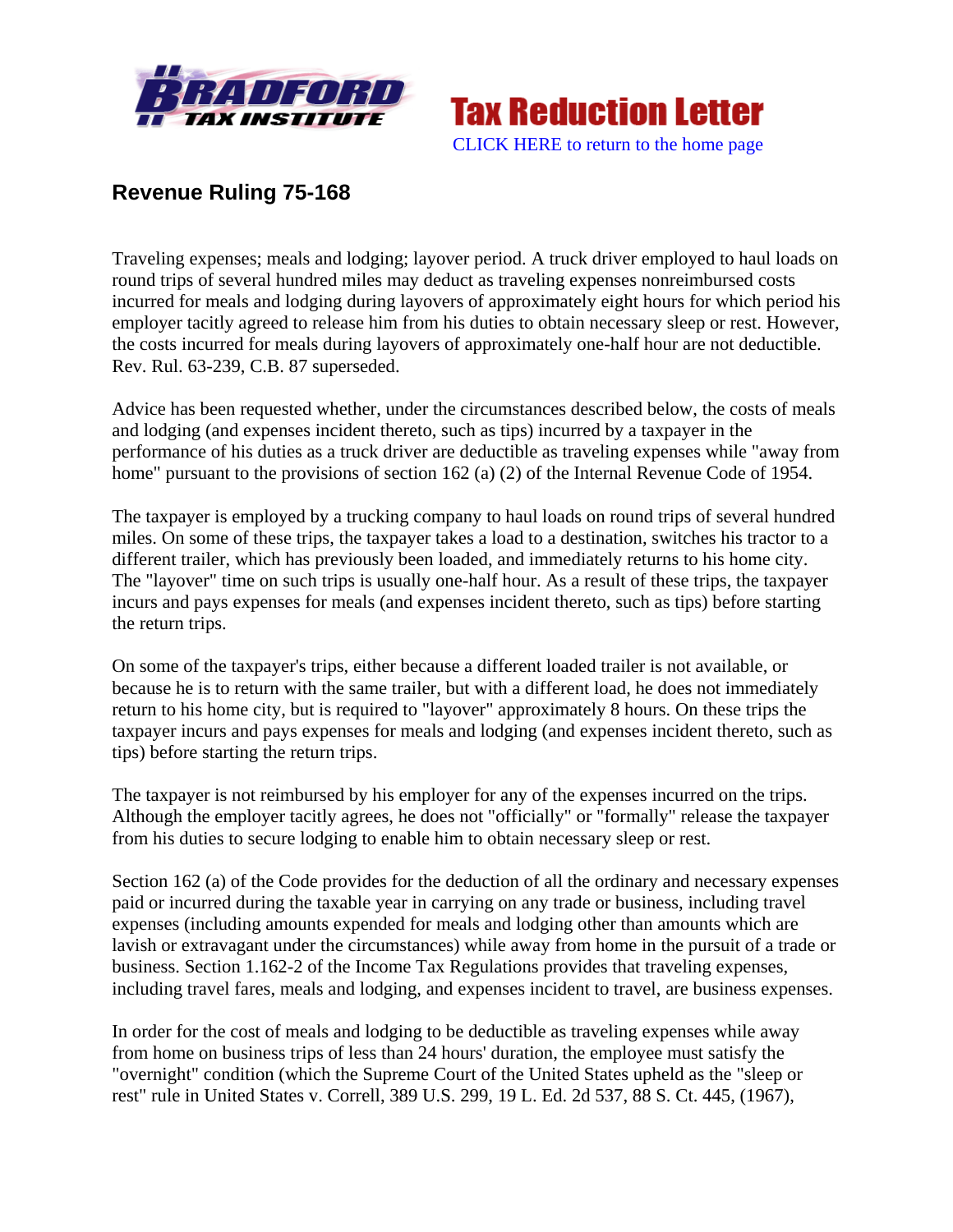## Revenue Ruling 75-168

Traveling expenses; meals and lodging; layover period. A truck driver employed to haul loads on round trips of several hundred miles may deduct as traveling expenses nonreimbursed costs incurred for meals and lodging during layovers of approximately eight hours for which period his employer tacitly agreed to release him from his duties to obtain necessary sleep or rest. However, the costs incurred for meals during layovers of approximately one-half hour are not deductible. Rev. Rul. 63-239, C.B. 87 superseded.

Advice has been requested whether, under the circumstances described below, the costs of meals and lodging (and expenses incident thereto, such as tips) incurred by a taxpayer in the performance of his duties as a truck driver are deductible as traveling expenses while "away from home" pursuant to the provisions of section 162 (a) (2) of the Internal Revenue Code of 1954.

The taxpayer is employed by a trucking company to haul loads on round trips of several hundred miles. On some of these trips, the taxpayer takes a load to a destination, switches his tractor to a different trailer, which has previously been loaded, and immediately returns to his home city. The "layover" time on such trips is usually one-half hour. As a result of these trips, the taxpayer incurs and pays expenses for meals (and expenses incident thereto, such as tips) before starting the return trips.

On some of the taxpayer's trips, either because a different loaded trailer is not available, or because he is to return with the same trailer, but with a different load, he does not immediately return to his home city, but is required to "layover" approximately 8 hours. On these trips the taxpayer incurs and pays expenses for meals and lodging (and expenses incident thereto, such as tips) before starting the return trips.

The taxpayer is not reimbursed by his employer for any of the expenses incurred on the trips. Although the employer tacitly agrees, he does not "officially" or "formally" release the taxpayer from his duties to secure lodging to enable him to obtain necessary sleep or rest.

Section 162 (a) of the Code provides for the deduction of all the ordinary and necessary expenses paid or incurred during the taxable year in carrying on any trade or business, including travel expenses (including amounts expended for meals and lodging other than amounts which are lavish or extravagant under the circumstances) while away from home in the pursuit of a trade or business. Section 1.162-2 of the Income Tax Regulations provides that traveling expenses, including travel fares, meals and lodging, and expenses incident to travel, are business expenses.

In order for the cost of meals and lodging to be deductible as traveling expenses while away from home on business trips of less than 24 hours' duration, the employee must satisfy the "overnight" condition (which the Supreme Court of the United States upheld as the "sleep or rest" rule in United States v. Correll, 389 U.S. 299, 19 L. Ed. 2d 537, 88 S. Ct. 445, (1967),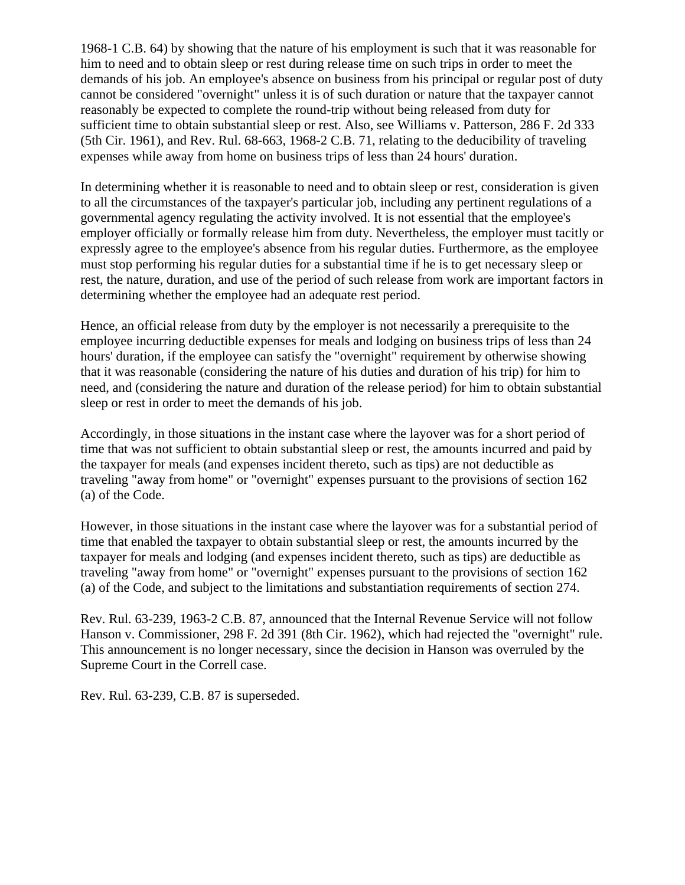1968-1 C.B. 64) by showing that the nature of his employment is such that it was reasonable for him to need and to obtain sleep or rest during release time on such trips in order to meet the demands of his job. An employee's absence on business from his principal or regular post of duty cannot be considered "overnight" unless it is of such duration or nature that the taxpayer cannot reasonably be expected to complete the round-trip without being released from duty for sufficient time to obtain substantial sleep or rest. Also, see Williams v. Patterson, 286 F. 2d 333 (5th Cir. 1961), and Rev. Rul. 68-663, 1968-2 C.B. 71, relating to the deducibility of traveling expenses while away from home on business trips of less than 24 hours' duration.

In determining whether it is reasonable to need and to obtain sleep or rest, consideration is given to all the circumstances of the taxpayer's particular job, including any pertinent regulations of a governmental agency regulating the activity involved. It is not essential that the employee's employer officially or formally release him from duty. Nevertheless, the employer must tacitly or expressly agree to the employee's absence from his regular duties. Furthermore, as the employee must stop performing his regular duties for a substantial time if he is to get necessary sleep or rest, the nature, duration, and use of the period of such release from work are important factors in determining whether the employee had an adequate rest period.

Hence, an official release from duty by the employer is not necessarily a prerequisite to the employee incurring deductible expenses for meals and lodging on business trips of less than 24 hours' duration, if the employee can satisfy the "overnight" requirement by otherwise showing that it was reasonable (considering the nature of his duties and duration of his trip) for him to need, and (considering the nature and duration of the release period) for him to obtain substantial sleep or rest in order to meet the demands of his job.

Accordingly, in those situations in the instant case where the layover was for a short period of time that was not sufficient to obtain substantial sleep or rest, the amounts incurred and paid by the taxpayer for meals (and expenses incident thereto, such as tips) are not deductible as traveling "away from home" or "overnight" expenses pursuant to the provisions of section 162 (a) of the Code.

However, in those situations in the instant case where the layover was for a substantial period of time that enabled the taxpayer to obtain substantial sleep or rest, the amounts incurred by the taxpayer for meals and lodging (and expenses incident thereto, such as tips) are deductible as traveling "away from home" or "overnight" expenses pursuant to the provisions of section 162 (a) of the Code, and subject to the limitations and substantiation requirements of section 274.

Rev. Rul. 63-239, 1963-2 C.B. 87, announced that the Internal Revenue Service will not follow Hanson v. Commissioner, 298 F. 2d 391 (8th Cir. 1962), which had rejected the "overnight" rule. This announcement is no longer necessary, since the decision in Hanson was overruled by the Supreme Court in the Correll case.

Rev. Rul. 63-239, C.B. 87 is superseded.